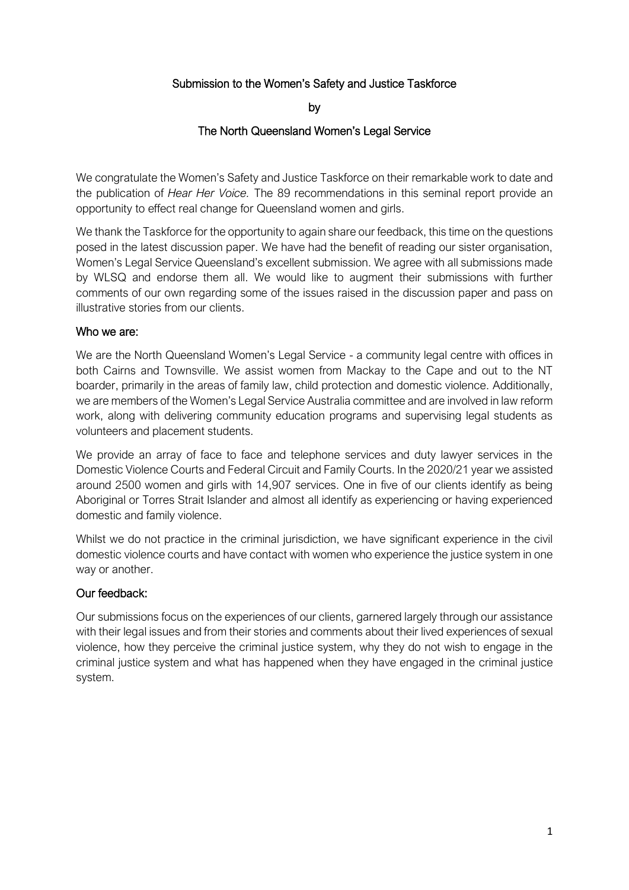# Submission to the Women's Safety and Justice Taskforce

by

## The North Queensland Women's Legal Service

We congratulate the Women's Safety and Justice Taskforce on their remarkable work to date and the publication of *Hear Her Voice.* The 89 recommendations in this seminal report provide an opportunity to effect real change for Queensland women and girls.

We thank the Taskforce for the opportunity to again share our feedback, this time on the questions posed in the latest discussion paper. We have had the benefit of reading our sister organisation, Women's Legal Service Queensland's excellent submission. We agree with all submissions made by WLSQ and endorse them all. We would like to augment their submissions with further comments of our own regarding some of the issues raised in the discussion paper and pass on illustrative stories from our clients.

### Who we are:

We are the North Queensland Women's Legal Service - a community legal centre with offices in both Cairns and Townsville. We assist women from Mackay to the Cape and out to the NT boarder, primarily in the areas of family law, child protection and domestic violence. Additionally, we are members of the Women's Legal Service Australia committee and are involved in law reform work, along with delivering community education programs and supervising legal students as volunteers and placement students.

We provide an array of face to face and telephone services and duty lawyer services in the Domestic Violence Courts and Federal Circuit and Family Courts. In the 2020/21 year we assisted around 2500 women and girls with 14,907 services. One in five of our clients identify as being Aboriginal or Torres Strait Islander and almost all identify as experiencing or having experienced domestic and family violence.

Whilst we do not practice in the criminal jurisdiction, we have significant experience in the civil domestic violence courts and have contact with women who experience the justice system in one way or another.

### Our feedback:

Our submissions focus on the experiences of our clients, garnered largely through our assistance with their legal issues and from their stories and comments about their lived experiences of sexual violence, how they perceive the criminal justice system, why they do not wish to engage in the criminal justice system and what has happened when they have engaged in the criminal justice system.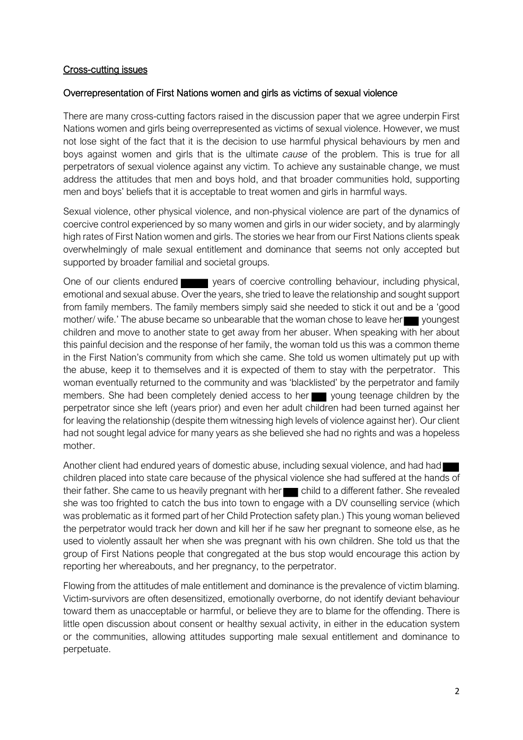## Cross-cutting issues

### Overrepresentation of First Nations women and girls as victims of sexual violence

There are many cross-cutting factors raised in the discussion paper that we agree underpin First Nations women and girls being overrepresented as victims of sexual violence. However, we must not lose sight of the fact that it is the decision to use harmful physical behaviours by men and boys against women and girls that is the ultimate *cause* of the problem. This is true for all perpetrators of sexual violence against any victim. To achieve any sustainable change, we must address the attitudes that men and boys hold, and that broader communities hold, supporting men and boys' beliefs that it is acceptable to treat women and girls in harmful ways.

Sexual violence, other physical violence, and non-physical violence are part of the dynamics of coercive control experienced by so many women and girls in our wider society, and by alarmingly high rates of First Nation women and girls. The stories we hear from our First Nations clients speak overwhelmingly of male sexual entitlement and dominance that seems not only accepted but supported by broader familial and societal groups.

One of our clients endured █████ years of coercive controlling behaviour, including physical, emotional and sexual abuse. Over the years, she tried to leave the relationship and sought support from family members. The family members simply said she needed to stick it out and be a 'good mother/ wife.' The abuse became so unbearable that the woman chose to leave her ███ youngest children and move to another state to get away from her abuser. When speaking with her about this painful decision and the response of her family, the woman told us this was a common theme in the First Nation's community from which she came. She told us women ultimately put up with the abuse, keep it to themselves and it is expected of them to stay with the perpetrator. This woman eventually returned to the community and was 'blacklisted' by the perpetrator and family members. She had been completely denied access to her ███ young teenage children by the perpetrator since she left (years prior) and even her adult children had been turned against her for leaving the relationship (despite them witnessing high levels of violence against her). Our client had not sought legal advice for many years as she believed she had no rights and was a hopeless mother.

Another client had endured years of domestic abuse, including sexual violence, and had had ███ children placed into state care because of the physical violence she had suffered at the hands of their father. She came to us heavily pregnant with her ███ child to a different father. She revealed she was too frighted to catch the bus into town to engage with a DV counselling service (which was problematic as it formed part of her Child Protection safety plan.) This young woman believed the perpetrator would track her down and kill her if he saw her pregnant to someone else, as he used to violently assault her when she was pregnant with his own children. She told us that the group of First Nations people that congregated at the bus stop would encourage this action by reporting her whereabouts, and her pregnancy, to the perpetrator.

Flowing from the attitudes of male entitlement and dominance is the prevalence of victim blaming. Victim-survivors are often desensitized, emotionally overborne, do not identify deviant behaviour toward them as unacceptable or harmful, or believe they are to blame for the offending. There is little open discussion about consent or healthy sexual activity, in either in the education system or the communities, allowing attitudes supporting male sexual entitlement and dominance to perpetuate.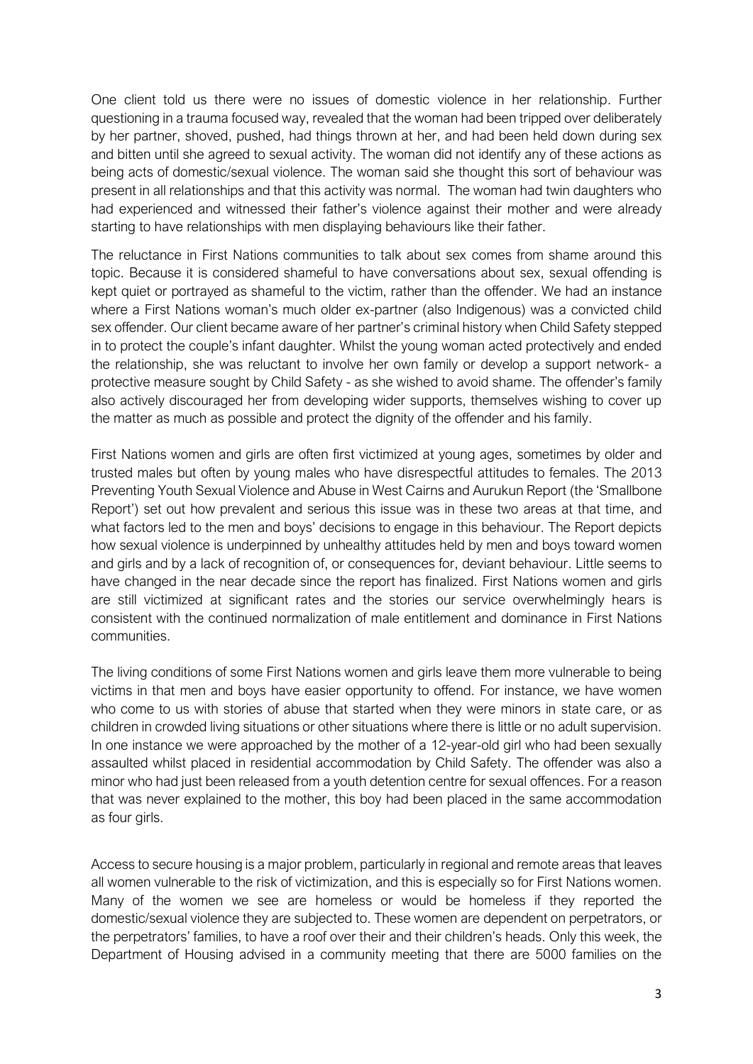One client told us there were no issues of domestic violence in her relationship. Further questioning in a trauma focused way, revealed that the woman had been tripped over deliberately by her partner, shoved, pushed, had things thrown at her, and had been held down during sex and bitten until she agreed to sexual activity. The woman did not identify any of these actions as being acts of domestic/sexual violence. The woman said she thought this sort of behaviour was present in all relationships and that this activity was normal. The woman had twin daughters who had experienced and witnessed their father's violence against their mother and were already starting to have relationships with men displaying behaviours like their father.

The reluctance in First Nations communities to talk about sex comes from shame around this topic. Because it is considered shameful to have conversations about sex, sexual offending is kept quiet or portrayed as shameful to the victim, rather than the offender. We had an instance where a First Nations woman's much older ex-partner (also Indigenous) was a convicted child sex offender. Our client became aware of her partner's criminal history when Child Safety stepped in to protect the couple's infant daughter. Whilst the young woman acted protectively and ended the relationship, she was reluctant to involve her own family or develop a support network- a protective measure sought by Child Safety - as she wished to avoid shame. The offender's family also actively discouraged her from developing wider supports, themselves wishing to cover up the matter as much as possible and protect the dignity of the offender and his family.

First Nations women and girls are often first victimized at young ages, sometimes by older and trusted males but often by young males who have disrespectful attitudes to females. The 2013 Preventing Youth Sexual Violence and Abuse in West Cairns and Aurukun Report (the 'Smallbone Report') set out how prevalent and serious this issue was in these two areas at that time, and what factors led to the men and boys' decisions to engage in this behaviour. The Report depicts how sexual violence is underpinned by unhealthy attitudes held by men and boys toward women and girls and by a lack of recognition of, or consequences for, deviant behaviour. Little seems to have changed in the near decade since the report has finalized. First Nations women and girls are still victimized at significant rates and the stories our service overwhelmingly hears is consistent with the continued normalization of male entitlement and dominance in First Nations communities.

The living conditions of some First Nations women and girls leave them more vulnerable to being victims in that men and boys have easier opportunity to offend. For instance, we have women who come to us with stories of abuse that started when they were minors in state care, or as children in crowded living situations or other situations where there is little or no adult supervision. In one instance we were approached by the mother of a 12-year-old girl who had been sexually assaulted whilst placed in residential accommodation by Child Safety. The offender was also a minor who had just been released from a youth detention centre for sexual offences. For a reason that was never explained to the mother, this boy had been placed in the same accommodation as four girls.

Access to secure housing is a major problem, particularly in regional and remote areas that leaves all women vulnerable to the risk of victimization, and this is especially so for First Nations women. Many of the women we see are homeless or would be homeless if they reported the domestic/sexual violence they are subjected to. These women are dependent on perpetrators, or the perpetrators' families, to have a roof over their and their children's heads. Only this week, the Department of Housing advised in a community meeting that there are 5000 families on the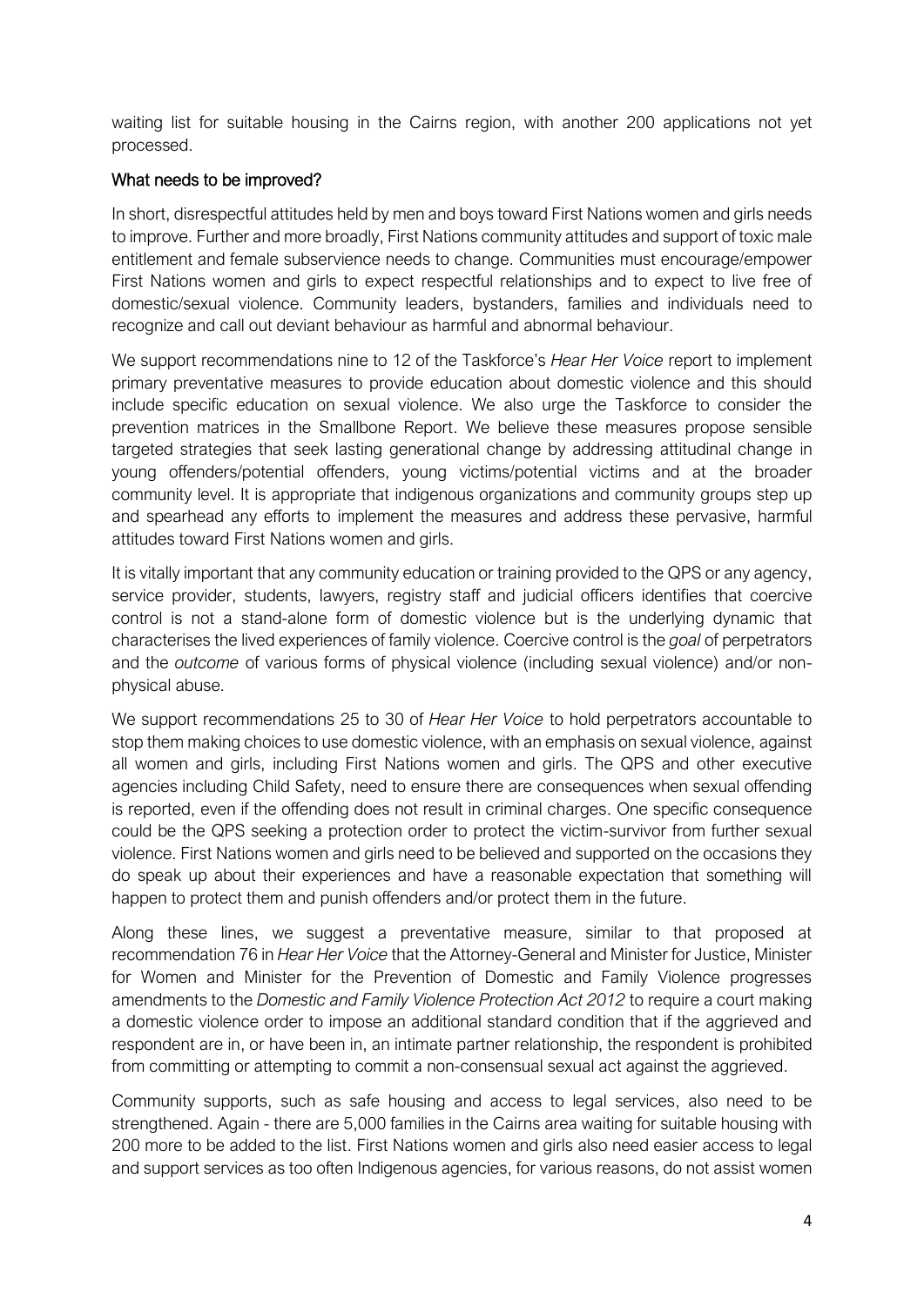waiting list for suitable housing in the Cairns region, with another 200 applications not yet processed.

## What needs to be improved?

In short, disrespectful attitudes held by men and boys toward First Nations women and girls needs to improve. Further and more broadly, First Nations community attitudes and support of toxic male entitlement and female subservience needs to change. Communities must encourage/empower First Nations women and girls to expect respectful relationships and to expect to live free of domestic/sexual violence. Community leaders, bystanders, families and individuals need to recognize and call out deviant behaviour as harmful and abnormal behaviour.

We support recommendations nine to 12 of the Taskforce's *Hear Her Voice* report to implement primary preventative measures to provide education about domestic violence and this should include specific education on sexual violence. We also urge the Taskforce to consider the prevention matrices in the Smallbone Report. We believe these measures propose sensible targeted strategies that seek lasting generational change by addressing attitudinal change in young offenders/potential offenders, young victims/potential victims and at the broader community level. It is appropriate that indigenous organizations and community groups step up and spearhead any efforts to implement the measures and address these pervasive, harmful attitudes toward First Nations women and girls.

It is vitally important that any community education or training provided to the QPS or any agency, service provider, students, lawyers, registry staff and judicial officers identifies that coercive control is not a stand-alone form of domestic violence but is the underlying dynamic that characterises the lived experiences of family violence. Coercive control is the *goal* of perpetrators and the *outcome* of various forms of physical violence (including sexual violence) and/or non-physical abuse.

We support recommendations 25 to 30 of *Hear Her Voice* to hold perpetrators accountable to stop them making choices to use domestic violence, with an emphasis on sexual violence, against all women and girls, including First Nations women and girls. The QPS and other executive agencies including Child Safety, need to ensure there are consequences when sexual offending is reported, even if the offending does not result in criminal charges. One specific consequence could be the QPS seeking a protection order to protect the victim-survivor from further sexual violence. First Nations women and girls need to be believed and supported on the occasions they do speak up about their experiences and have a reasonable expectation that something will happen to protect them and punish offenders and/or protect them in the future.

Along these lines, we suggest a preventative measure, similar to that proposed at recommendation 76 in *Hear Her Voice* that the Attorney-General and Minister for Justice, Minister for Women and Minister for the Prevention of Domestic and Family Violence progresses amendments to the *Domestic and Family Violence Protection Act 2012* to require a court making a domestic violence order to impose an additional standard condition that if the aggrieved and respondent are in, or have been in, an intimate partner relationship, the respondent is prohibited from committing or attempting to commit a non-consensual sexual act against the aggrieved.

Community supports, such as safe housing and access to legal services, also need to be strengthened. Again - there are 5,000 families in the Cairns area waiting for suitable housing with 200 more to be added to the list. First Nations women and girls also need easier access to legal and support services as too often Indigenous agencies, for various reasons, do not assist women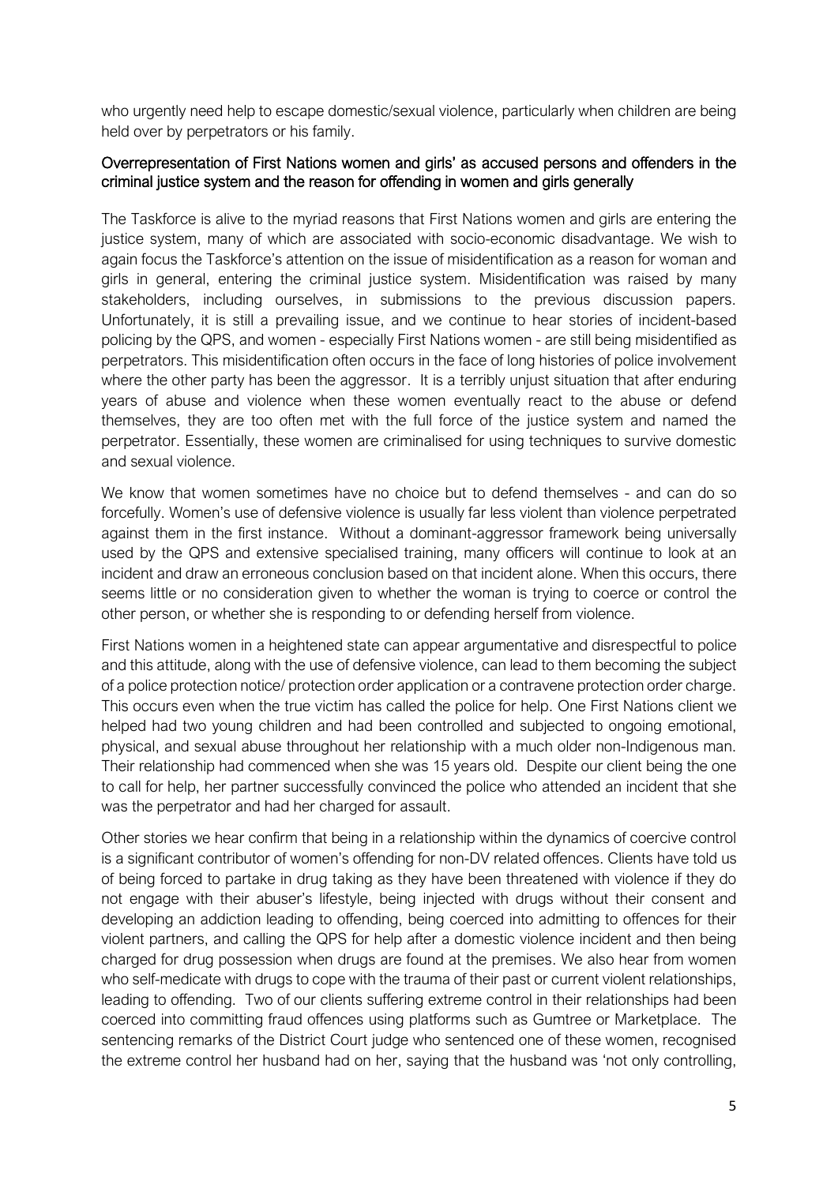who urgently need help to escape domestic/sexual violence, particularly when children are being held over by perpetrators or his family.

## Overrepresentation of First Nations women and girls' as accused persons and offenders in the criminal justice system and the reason for offending in women and girls generally

The Taskforce is alive to the myriad reasons that First Nations women and girls are entering the justice system, many of which are associated with socio-economic disadvantage. We wish to again focus the Taskforce's attention on the issue of misidentification as a reason for woman and girls in general, entering the criminal justice system. Misidentification was raised by many stakeholders, including ourselves, in submissions to the previous discussion papers. Unfortunately, it is still a prevailing issue, and we continue to hear stories of incident-based policing by the QPS, and women - especially First Nations women - are still being misidentified as perpetrators. This misidentification often occurs in the face of long histories of police involvement where the other party has been the aggressor. It is a terribly unjust situation that after enduring years of abuse and violence when these women eventually react to the abuse or defend themselves, they are too often met with the full force of the justice system and named the perpetrator. Essentially, these women are criminalised for using techniques to survive domestic and sexual violence.

We know that women sometimes have no choice but to defend themselves - and can do so forcefully. Women's use of defensive violence is usually far less violent than violence perpetrated against them in the first instance. Without a dominant-aggressor framework being universally used by the QPS and extensive specialised training, many officers will continue to look at an incident and draw an erroneous conclusion based on that incident alone. When this occurs, there seems little or no consideration given to whether the woman is trying to coerce or control the other person, or whether she is responding to or defending herself from violence.

First Nations women in a heightened state can appear argumentative and disrespectful to police and this attitude, along with the use of defensive violence, can lead to them becoming the subject of a police protection notice/ protection order application or a contravene protection order charge. This occurs even when the true victim has called the police for help. One First Nations client we helped had two young children and had been controlled and subjected to ongoing emotional, physical, and sexual abuse throughout her relationship with a much older non-Indigenous man. Their relationship had commenced when she was 15 years old. Despite our client being the one to call for help, her partner successfully convinced the police who attended an incident that she was the perpetrator and had her charged for assault.

Other stories we hear confirm that being in a relationship within the dynamics of coercive control is a significant contributor of women's offending for non-DV related offences. Clients have told us of being forced to partake in drug taking as they have been threatened with violence if they do not engage with their abuser's lifestyle, being injected with drugs without their consent and developing an addiction leading to offending, being coerced into admitting to offences for their violent partners, and calling the QPS for help after a domestic violence incident and then being charged for drug possession when drugs are found at the premises. We also hear from women who self-medicate with drugs to cope with the trauma of their past or current violent relationships, leading to offending. Two of our clients suffering extreme control in their relationships had been coerced into committing fraud offences using platforms such as Gumtree or Marketplace. The sentencing remarks of the District Court judge who sentenced one of these women, recognised the extreme control her husband had on her, saying that the husband was 'not only controlling,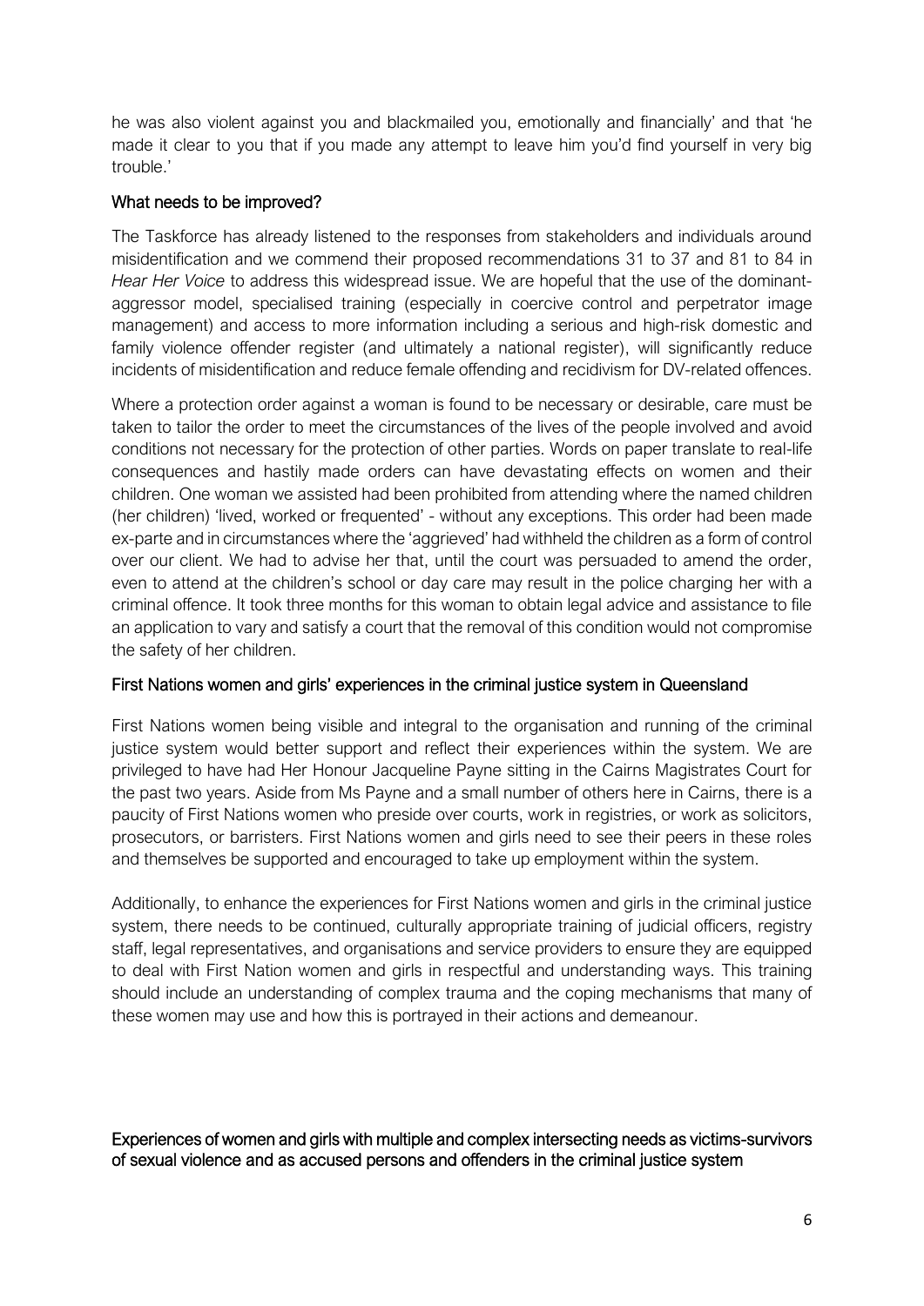he was also violent against you and blackmailed you, emotionally and financially' and that 'he made it clear to you that if you made any attempt to leave him you'd find yourself in very big trouble.'

## What needs to be improved?

The Taskforce has already listened to the responses from stakeholders and individuals around misidentification and we commend their proposed recommendations 31 to 37 and 81 to 84 in *Hear Her Voice* to address this widespread issue. We are hopeful that the use of the dominant-aggressor model, specialised training (especially in coercive control and perpetrator image management) and access to more information including a serious and high-risk domestic and family violence offender register (and ultimately a national register), will significantly reduce incidents of misidentification and reduce female offending and recidivism for DV-related offences.

Where a protection order against a woman is found to be necessary or desirable, care must be taken to tailor the order to meet the circumstances of the lives of the people involved and avoid conditions not necessary for the protection of other parties. Words on paper translate to real-life consequences and hastily made orders can have devastating effects on women and their children. One woman we assisted had been prohibited from attending where the named children (her children) 'lived, worked or frequented' - without any exceptions. This order had been made ex-parte and in circumstances where the 'aggrieved' had withheld the children as a form of control over our client. We had to advise her that, until the court was persuaded to amend the order, even to attend at the children's school or day care may result in the police charging her with a criminal offence. It took three months for this woman to obtain legal advice and assistance to file an application to vary and satisfy a court that the removal of this condition would not compromise the safety of her children.

## First Nations women and girls' experiences in the criminal justice system in Queensland

First Nations women being visible and integral to the organisation and running of the criminal justice system would better support and reflect their experiences within the system. We are privileged to have had Her Honour Jacqueline Payne sitting in the Cairns Magistrates Court for the past two years. Aside from Ms Payne and a small number of others here in Cairns, there is a paucity of First Nations women who preside over courts, work in registries, or work as solicitors, prosecutors, or barristers. First Nations women and girls need to see their peers in these roles and themselves be supported and encouraged to take up employment within the system.

Additionally, to enhance the experiences for First Nations women and girls in the criminal justice system, there needs to be continued, culturally appropriate training of judicial officers, registry staff, legal representatives, and organisations and service providers to ensure they are equipped to deal with First Nation women and girls in respectful and understanding ways. This training should include an understanding of complex trauma and the coping mechanisms that many of these women may use and how this is portrayed in their actions and demeanour.

## Experiences of women and girls with multiple and complex intersecting needs as victims-survivors of sexual violence and as accused persons and offenders in the criminal justice system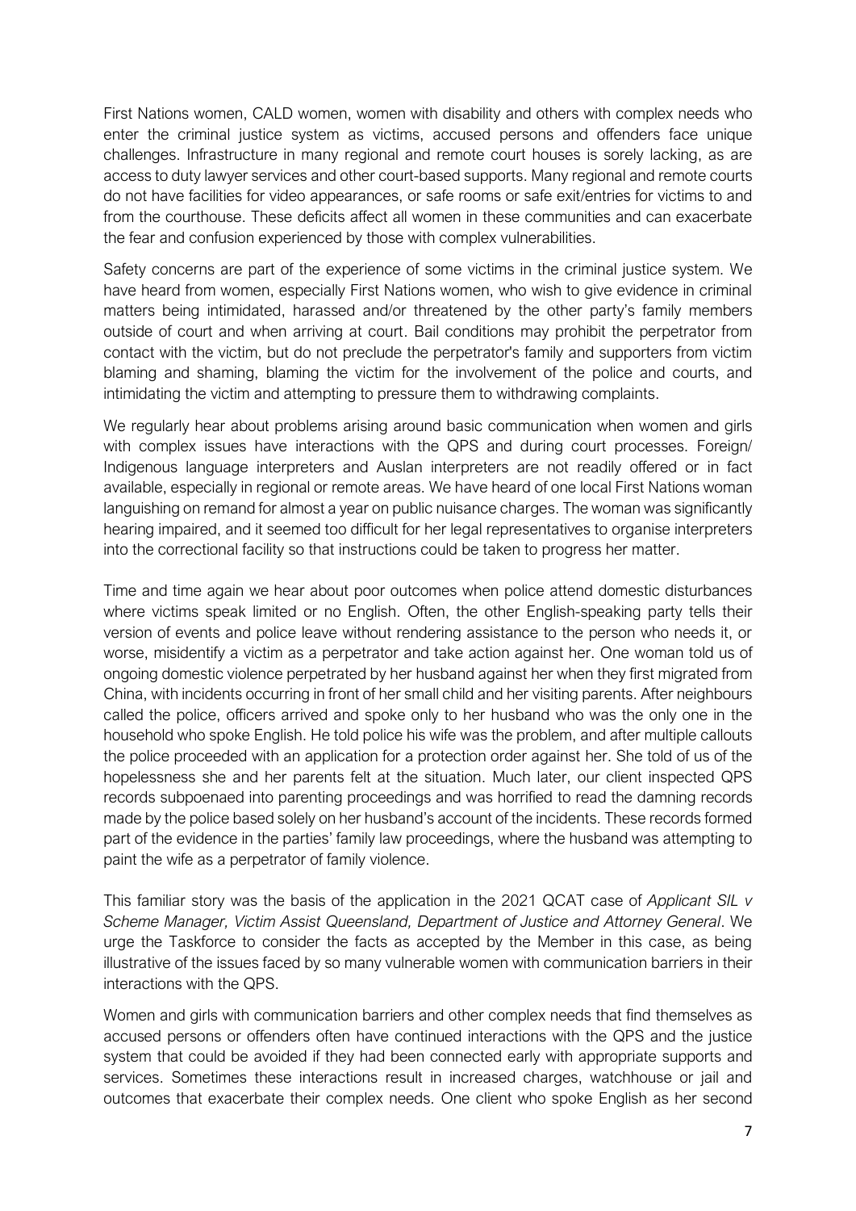First Nations women, CALD women, women with disability and others with complex needs who enter the criminal justice system as victims, accused persons and offenders face unique challenges. Infrastructure in many regional and remote court houses is sorely lacking, as are access to duty lawyer services and other court-based supports. Many regional and remote courts do not have facilities for video appearances, or safe rooms or safe exit/entries for victims to and from the courthouse. These deficits affect all women in these communities and can exacerbate the fear and confusion experienced by those with complex vulnerabilities.

Safety concerns are part of the experience of some victims in the criminal justice system. We have heard from women, especially First Nations women, who wish to give evidence in criminal matters being intimidated, harassed and/or threatened by the other party's family members outside of court and when arriving at court. Bail conditions may prohibit the perpetrator from contact with the victim, but do not preclude the perpetrator's family and supporters from victim blaming and shaming, blaming the victim for the involvement of the police and courts, and intimidating the victim and attempting to pressure them to withdrawing complaints.

We regularly hear about problems arising around basic communication when women and girls with complex issues have interactions with the QPS and during court processes. Foreign/ Indigenous language interpreters and Auslan interpreters are not readily offered or in fact available, especially in regional or remote areas. We have heard of one local First Nations woman languishing on remand for almost a year on public nuisance charges. The woman was significantly hearing impaired, and it seemed too difficult for her legal representatives to organise interpreters into the correctional facility so that instructions could be taken to progress her matter.

Time and time again we hear about poor outcomes when police attend domestic disturbances where victims speak limited or no English. Often, the other English-speaking party tells their version of events and police leave without rendering assistance to the person who needs it, or worse, misidentify a victim as a perpetrator and take action against her. One woman told us of ongoing domestic violence perpetrated by her husband against her when they first migrated from China, with incidents occurring in front of her small child and her visiting parents. After neighbours called the police, officers arrived and spoke only to her husband who was the only one in the household who spoke English. He told police his wife was the problem, and after multiple callouts the police proceeded with an application for a protection order against her. She told of us of the hopelessness she and her parents felt at the situation. Much later, our client inspected QPS records subpoenaed into parenting proceedings and was horrified to read the damning records made by the police based solely on her husband's account of the incidents. These records formed part of the evidence in the parties' family law proceedings, where the husband was attempting to paint the wife as a perpetrator of family violence.

This familiar story was the basis of the application in the 2021 QCAT case of *Applicant SIL v Scheme Manager, Victim Assist Queensland, Department of Justice and Attorney General*. We urge the Taskforce to consider the facts as accepted by the Member in this case, as being illustrative of the issues faced by so many vulnerable women with communication barriers in their interactions with the QPS.

Women and girls with communication barriers and other complex needs that find themselves as accused persons or offenders often have continued interactions with the QPS and the justice system that could be avoided if they had been connected early with appropriate supports and services. Sometimes these interactions result in increased charges, watchhouse or jail and outcomes that exacerbate their complex needs. One client who spoke English as her second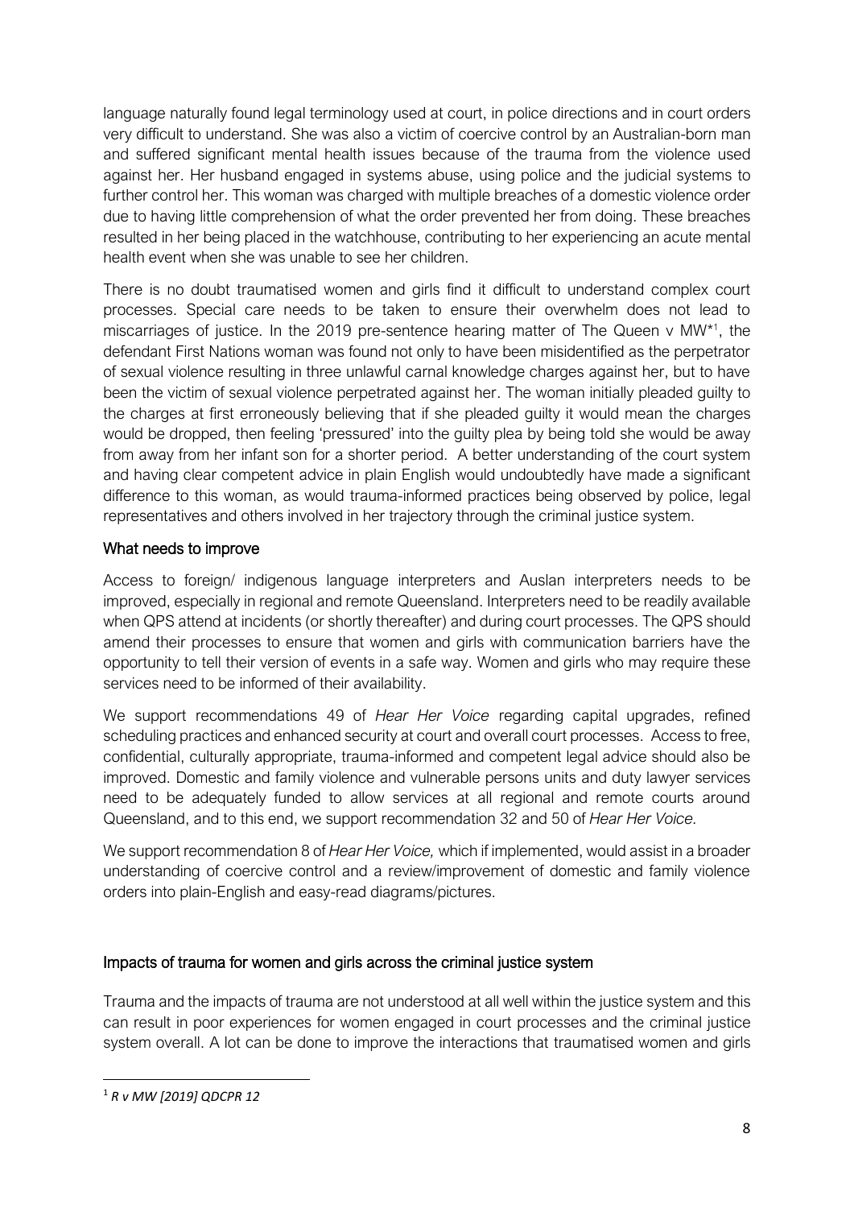language naturally found legal terminology used at court, in police directions and in court orders very difficult to understand. She was also a victim of coercive control by an Australian-born man and suffered significant mental health issues because of the trauma from the violence used against her. Her husband engaged in systems abuse, using police and the judicial systems to further control her. This woman was charged with multiple breaches of a domestic violence order due to having little comprehension of what the order prevented her from doing. These breaches resulted in her being placed in the watchhouse, contributing to her experiencing an acute mental health event when she was unable to see her children.

There is no doubt traumatised women and girls find it difficult to understand complex court processes. Special care needs to be taken to ensure their overwhelm does not lead to miscarriages of justice. In the 2019 pre-sentence hearing matter of The Queen v MW*[1], the defendant First Nations woman was found not only to have been misidentified as the perpetrator of sexual violence resulting in three unlawful carnal knowledge charges against her, but to have been the victim of sexual violence perpetrated against her. The woman initially pleaded guilty to the charges at first erroneously believing that if she pleaded guilty it would mean the charges would be dropped, then feeling 'pressured' into the guilty plea by being told she would be away from away from her infant son for a shorter period. A better understanding of the court system and having clear competent advice in plain English would undoubtedly have made a significant difference to this woman, as would trauma-informed practices being observed by police, legal representatives and others involved in her trajectory through the criminal justice system.

### What needs to improve

Access to foreign/ indigenous language interpreters and Auslan interpreters needs to be improved, especially in regional and remote Queensland. Interpreters need to be readily available when QPS attend at incidents (or shortly thereafter) and during court processes. The QPS should amend their processes to ensure that women and girls with communication barriers have the opportunity to tell their version of events in a safe way. Women and girls who may require these services need to be informed of their availability.

We support recommendations 49 of *Hear Her Voice* regarding capital upgrades, refined scheduling practices and enhanced security at court and overall court processes. Access to free, confidential, culturally appropriate, trauma-informed and competent legal advice should also be improved. Domestic and family violence and vulnerable persons units and duty lawyer services need to be adequately funded to allow services at all regional and remote courts around Queensland, and to this end, we support recommendation 32 and 50 of *Hear Her Voice.*

We support recommendation 8 of *Hear Her Voice,* which if implemented, would assist in a broader understanding of coercive control and a review/improvement of domestic and family violence orders into plain-English and easy-read diagrams/pictures.

### Impacts of trauma for women and girls across the criminal justice system

Trauma and the impacts of trauma are not understood at all well within the justice system and this can result in poor experiences for women engaged in court processes and the criminal justice system overall. A lot can be done to improve the interactions that traumatised women and girls

---

[1] *R v MW [2019] QDCPR 12*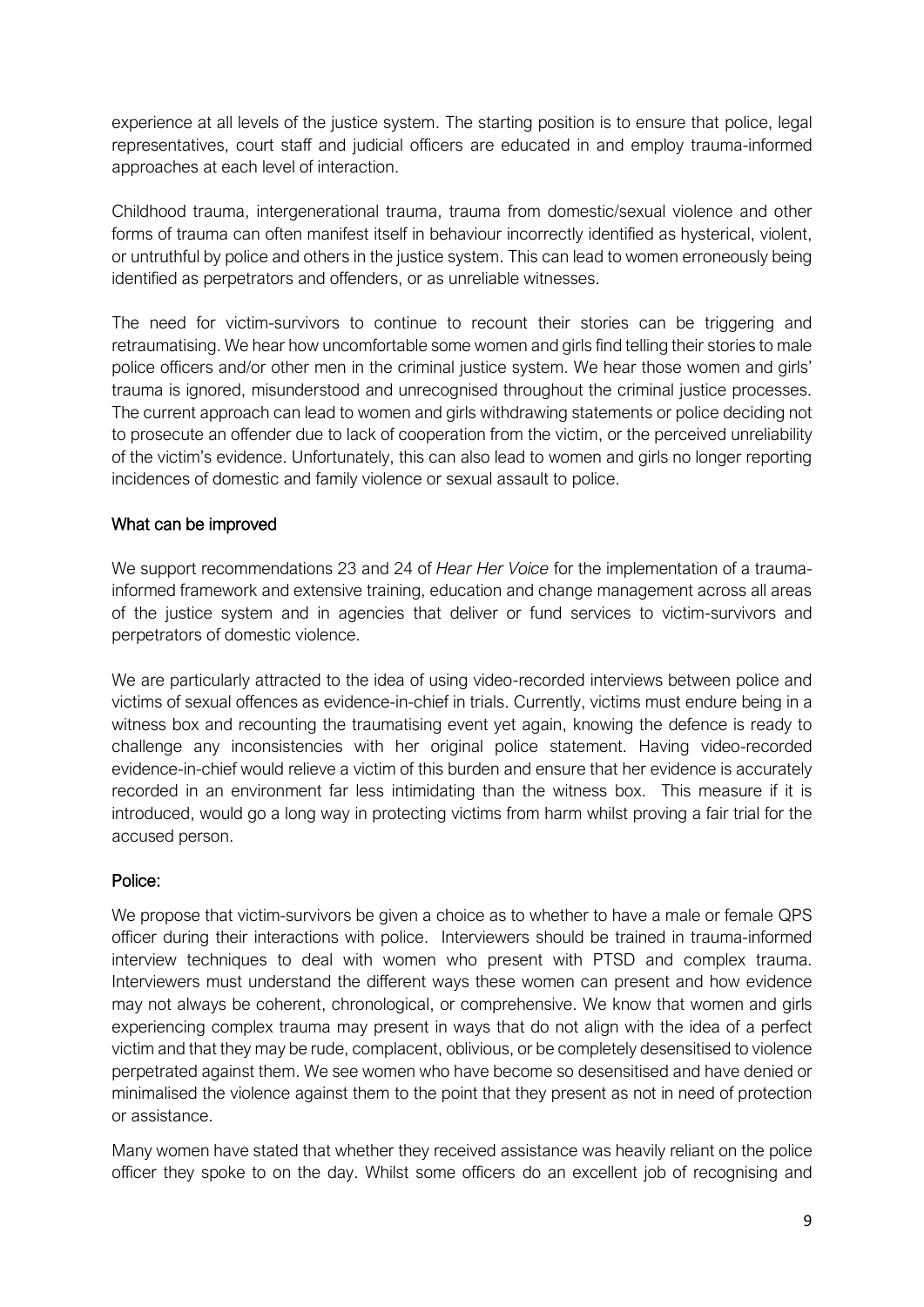experience at all levels of the justice system. The starting position is to ensure that police, legal representatives, court staff and judicial officers are educated in and employ trauma-informed approaches at each level of interaction.

Childhood trauma, intergenerational trauma, trauma from domestic/sexual violence and other forms of trauma can often manifest itself in behaviour incorrectly identified as hysterical, violent, or untruthful by police and others in the justice system. This can lead to women erroneously being identified as perpetrators and offenders, or as unreliable witnesses.

The need for victim-survivors to continue to recount their stories can be triggering and retraumatising. We hear how uncomfortable some women and girls find telling their stories to male police officers and/or other men in the criminal justice system. We hear those women and girls' trauma is ignored, misunderstood and unrecognised throughout the criminal justice processes. The current approach can lead to women and girls withdrawing statements or police deciding not to prosecute an offender due to lack of cooperation from the victim, or the perceived unreliability of the victim's evidence. Unfortunately, this can also lead to women and girls no longer reporting incidences of domestic and family violence or sexual assault to police.

## What can be improved

We support recommendations 23 and 24 of *Hear Her Voice* for the implementation of a trauma-informed framework and extensive training, education and change management across all areas of the justice system and in agencies that deliver or fund services to victim-survivors and perpetrators of domestic violence.

We are particularly attracted to the idea of using video-recorded interviews between police and victims of sexual offences as evidence-in-chief in trials. Currently, victims must endure being in a witness box and recounting the traumatising event yet again, knowing the defence is ready to challenge any inconsistencies with her original police statement. Having video-recorded evidence-in-chief would relieve a victim of this burden and ensure that her evidence is accurately recorded in an environment far less intimidating than the witness box. This measure if it is introduced, would go a long way in protecting victims from harm whilst proving a fair trial for the accused person.

## Police:

We propose that victim-survivors be given a choice as to whether to have a male or female QPS officer during their interactions with police. Interviewers should be trained in trauma-informed interview techniques to deal with women who present with PTSD and complex trauma. Interviewers must understand the different ways these women can present and how evidence may not always be coherent, chronological, or comprehensive. We know that women and girls experiencing complex trauma may present in ways that do not align with the idea of a perfect victim and that they may be rude, complacent, oblivious, or be completely desensitised to violence perpetrated against them. We see women who have become so desensitised and have denied or minimalised the violence against them to the point that they present as not in need of protection or assistance.

Many women have stated that whether they received assistance was heavily reliant on the police officer they spoke to on the day. Whilst some officers do an excellent job of recognising and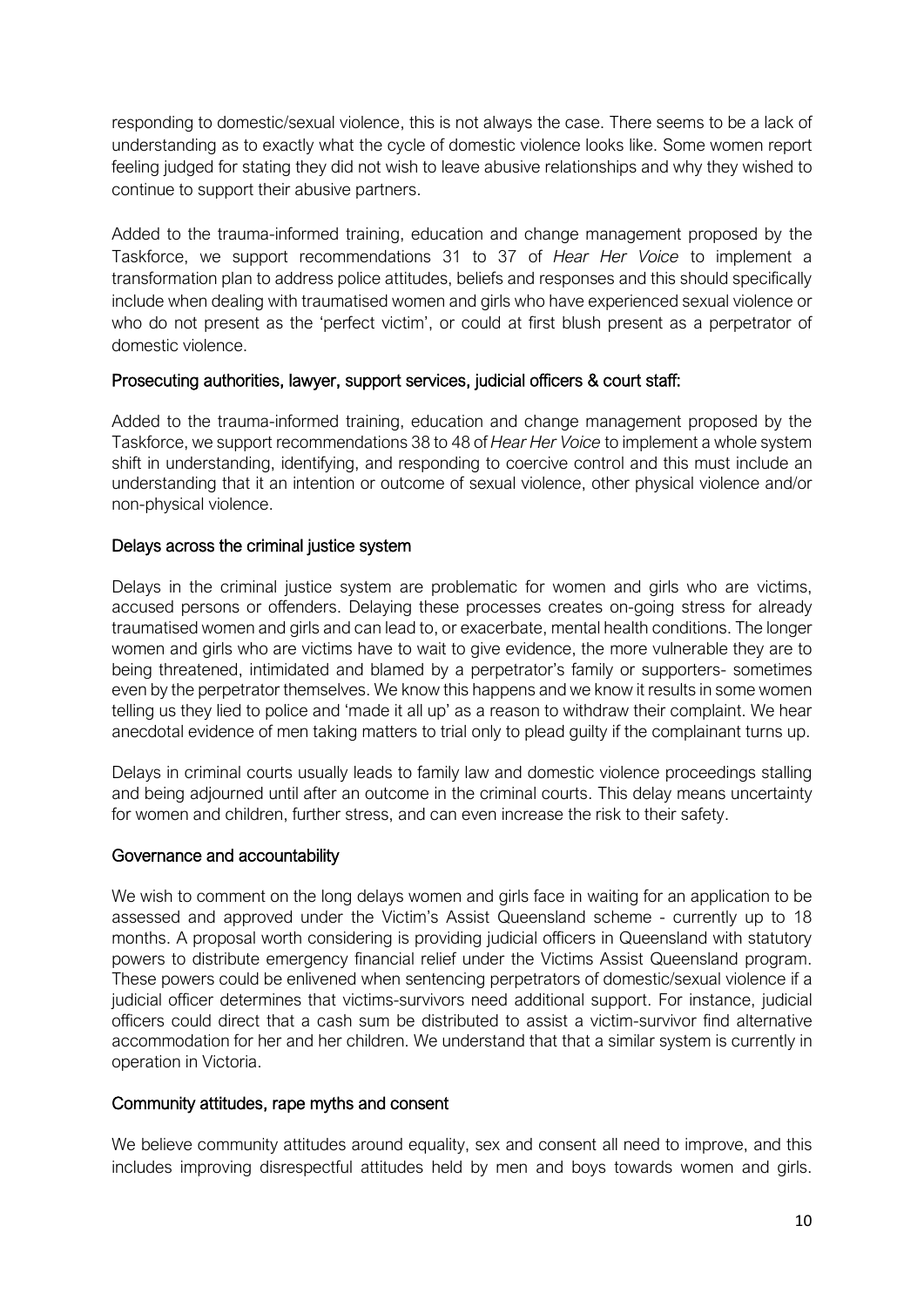responding to domestic/sexual violence, this is not always the case. There seems to be a lack of understanding as to exactly what the cycle of domestic violence looks like. Some women report feeling judged for stating they did not wish to leave abusive relationships and why they wished to continue to support their abusive partners.

Added to the trauma-informed training, education and change management proposed by the Taskforce, we support recommendations 31 to 37 of *Hear Her Voice* to implement a transformation plan to address police attitudes, beliefs and responses and this should specifically include when dealing with traumatised women and girls who have experienced sexual violence or who do not present as the 'perfect victim', or could at first blush present as a perpetrator of domestic violence.

### Prosecuting authorities, lawyer, support services, judicial officers & court staff:

Added to the trauma-informed training, education and change management proposed by the Taskforce, we support recommendations 38 to 48 of *Hear Her Voice* to implement a whole system shift in understanding, identifying, and responding to coercive control and this must include an understanding that it an intention or outcome of sexual violence, other physical violence and/or non-physical violence.

### Delays across the criminal justice system

Delays in the criminal justice system are problematic for women and girls who are victims, accused persons or offenders. Delaying these processes creates on-going stress for already traumatised women and girls and can lead to, or exacerbate, mental health conditions. The longer women and girls who are victims have to wait to give evidence, the more vulnerable they are to being threatened, intimidated and blamed by a perpetrator's family or supporters- sometimes even by the perpetrator themselves. We know this happens and we know it results in some women telling us they lied to police and 'made it all up' as a reason to withdraw their complaint. We hear anecdotal evidence of men taking matters to trial only to plead guilty if the complainant turns up.

Delays in criminal courts usually leads to family law and domestic violence proceedings stalling and being adjourned until after an outcome in the criminal courts. This delay means uncertainty for women and children, further stress, and can even increase the risk to their safety.

### Governance and accountability

We wish to comment on the long delays women and girls face in waiting for an application to be assessed and approved under the Victim's Assist Queensland scheme - currently up to 18 months. A proposal worth considering is providing judicial officers in Queensland with statutory powers to distribute emergency financial relief under the Victims Assist Queensland program. These powers could be enlivened when sentencing perpetrators of domestic/sexual violence if a judicial officer determines that victims-survivors need additional support. For instance, judicial officers could direct that a cash sum be distributed to assist a victim-survivor find alternative accommodation for her and her children. We understand that that a similar system is currently in operation in Victoria.

### Community attitudes, rape myths and consent

We believe community attitudes around equality, sex and consent all need to improve, and this includes improving disrespectful attitudes held by men and boys towards women and girls.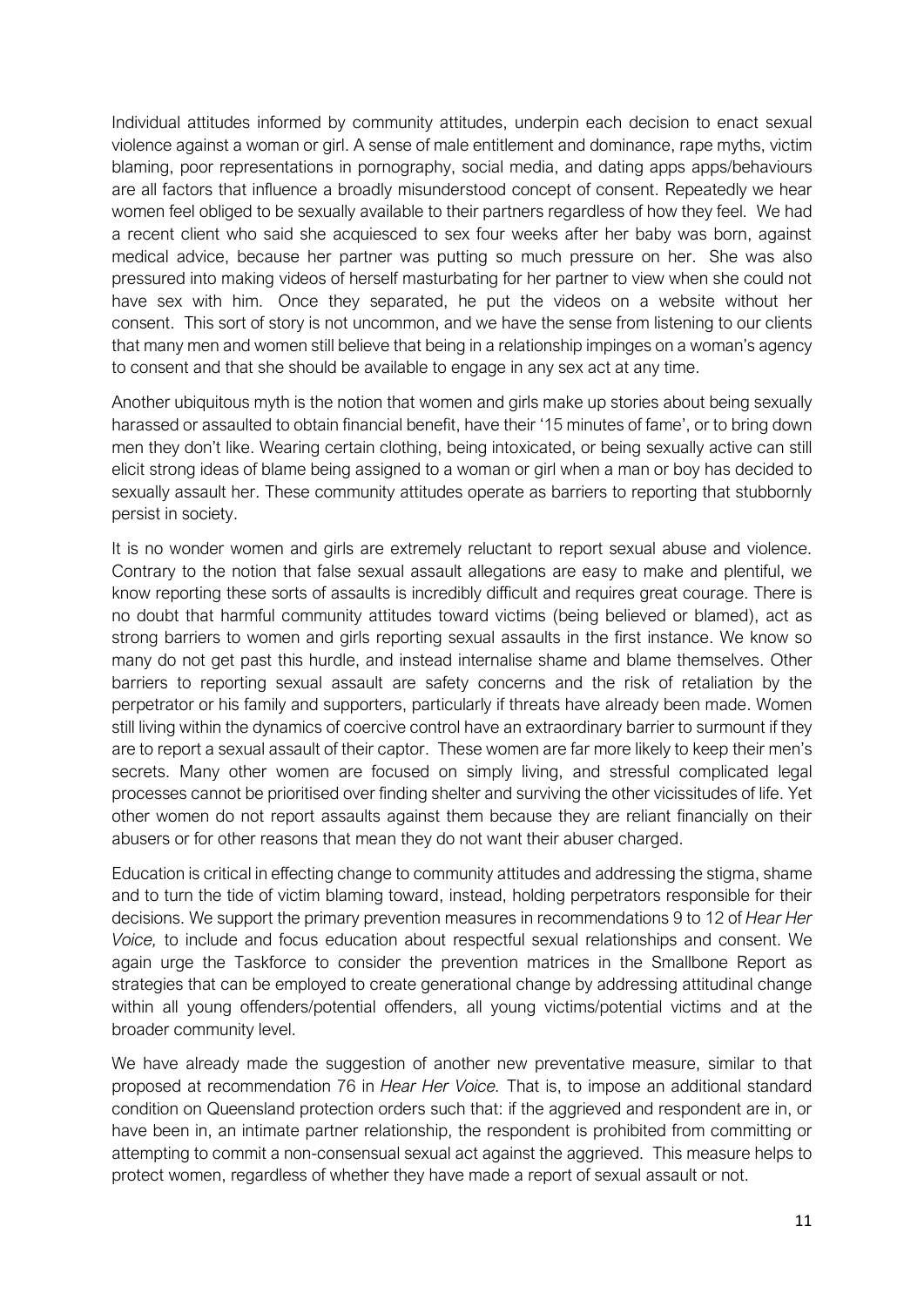Individual attitudes informed by community attitudes, underpin each decision to enact sexual violence against a woman or girl. A sense of male entitlement and dominance, rape myths, victim blaming, poor representations in pornography, social media, and dating apps apps/behaviours are all factors that influence a broadly misunderstood concept of consent. Repeatedly we hear women feel obliged to be sexually available to their partners regardless of how they feel. We had a recent client who said she acquiesced to sex four weeks after her baby was born, against medical advice, because her partner was putting so much pressure on her. She was also pressured into making videos of herself masturbating for her partner to view when she could not have sex with him. Once they separated, he put the videos on a website without her consent. This sort of story is not uncommon, and we have the sense from listening to our clients that many men and women still believe that being in a relationship impinges on a woman's agency to consent and that she should be available to engage in any sex act at any time.

Another ubiquitous myth is the notion that women and girls make up stories about being sexually harassed or assaulted to obtain financial benefit, have their '15 minutes of fame', or to bring down men they don't like. Wearing certain clothing, being intoxicated, or being sexually active can still elicit strong ideas of blame being assigned to a woman or girl when a man or boy has decided to sexually assault her. These community attitudes operate as barriers to reporting that stubbornly persist in society.

It is no wonder women and girls are extremely reluctant to report sexual abuse and violence. Contrary to the notion that false sexual assault allegations are easy to make and plentiful, we know reporting these sorts of assaults is incredibly difficult and requires great courage. There is no doubt that harmful community attitudes toward victims (being believed or blamed), act as strong barriers to women and girls reporting sexual assaults in the first instance. We know so many do not get past this hurdle, and instead internalise shame and blame themselves. Other barriers to reporting sexual assault are safety concerns and the risk of retaliation by the perpetrator or his family and supporters, particularly if threats have already been made. Women still living within the dynamics of coercive control have an extraordinary barrier to surmount if they are to report a sexual assault of their captor. These women are far more likely to keep their men's secrets. Many other women are focused on simply living, and stressful complicated legal processes cannot be prioritised over finding shelter and surviving the other vicissitudes of life. Yet other women do not report assaults against them because they are reliant financially on their abusers or for other reasons that mean they do not want their abuser charged.

Education is critical in effecting change to community attitudes and addressing the stigma, shame and to turn the tide of victim blaming toward, instead, holding perpetrators responsible for their decisions. We support the primary prevention measures in recommendations 9 to 12 of *Hear Her Voice,* to include and focus education about respectful sexual relationships and consent. We again urge the Taskforce to consider the prevention matrices in the Smallbone Report as strategies that can be employed to create generational change by addressing attitudinal change within all young offenders/potential offenders, all young victims/potential victims and at the broader community level.

We have already made the suggestion of another new preventative measure, similar to that proposed at recommendation 76 in *Hear Her Voice.* That is, to impose an additional standard condition on Queensland protection orders such that: if the aggrieved and respondent are in, or have been in, an intimate partner relationship, the respondent is prohibited from committing or attempting to commit a non-consensual sexual act against the aggrieved. This measure helps to protect women, regardless of whether they have made a report of sexual assault or not.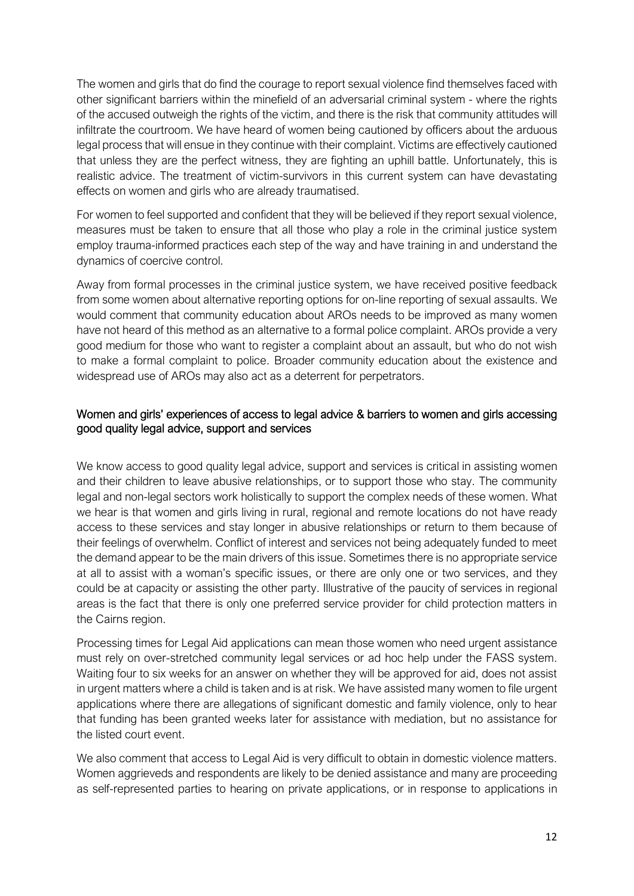The women and girls that do find the courage to report sexual violence find themselves faced with other significant barriers within the minefield of an adversarial criminal system - where the rights of the accused outweigh the rights of the victim, and there is the risk that community attitudes will infiltrate the courtroom. We have heard of women being cautioned by officers about the arduous legal process that will ensue in they continue with their complaint. Victims are effectively cautioned that unless they are the perfect witness, they are fighting an uphill battle. Unfortunately, this is realistic advice. The treatment of victim-survivors in this current system can have devastating effects on women and girls who are already traumatised.

For women to feel supported and confident that they will be believed if they report sexual violence, measures must be taken to ensure that all those who play a role in the criminal justice system employ trauma-informed practices each step of the way and have training in and understand the dynamics of coercive control.

Away from formal processes in the criminal justice system, we have received positive feedback from some women about alternative reporting options for on-line reporting of sexual assaults. We would comment that community education about AROs needs to be improved as many women have not heard of this method as an alternative to a formal police complaint. AROs provide a very good medium for those who want to register a complaint about an assault, but who do not wish to make a formal complaint to police. Broader community education about the existence and widespread use of AROs may also act as a deterrent for perpetrators.

## Women and girls' experiences of access to legal advice & barriers to women and girls accessing good quality legal advice, support and services

We know access to good quality legal advice, support and services is critical in assisting women and their children to leave abusive relationships, or to support those who stay. The community legal and non-legal sectors work holistically to support the complex needs of these women. What we hear is that women and girls living in rural, regional and remote locations do not have ready access to these services and stay longer in abusive relationships or return to them because of their feelings of overwhelm. Conflict of interest and services not being adequately funded to meet the demand appear to be the main drivers of this issue. Sometimes there is no appropriate service at all to assist with a woman's specific issues, or there are only one or two services, and they could be at capacity or assisting the other party. Illustrative of the paucity of services in regional areas is the fact that there is only one preferred service provider for child protection matters in the Cairns region.

Processing times for Legal Aid applications can mean those women who need urgent assistance must rely on over-stretched community legal services or ad hoc help under the FASS system. Waiting four to six weeks for an answer on whether they will be approved for aid, does not assist in urgent matters where a child is taken and is at risk. We have assisted many women to file urgent applications where there are allegations of significant domestic and family violence, only to hear that funding has been granted weeks later for assistance with mediation, but no assistance for the listed court event.

We also comment that access to Legal Aid is very difficult to obtain in domestic violence matters. Women aggrieveds and respondents are likely to be denied assistance and many are proceeding as self-represented parties to hearing on private applications, or in response to applications in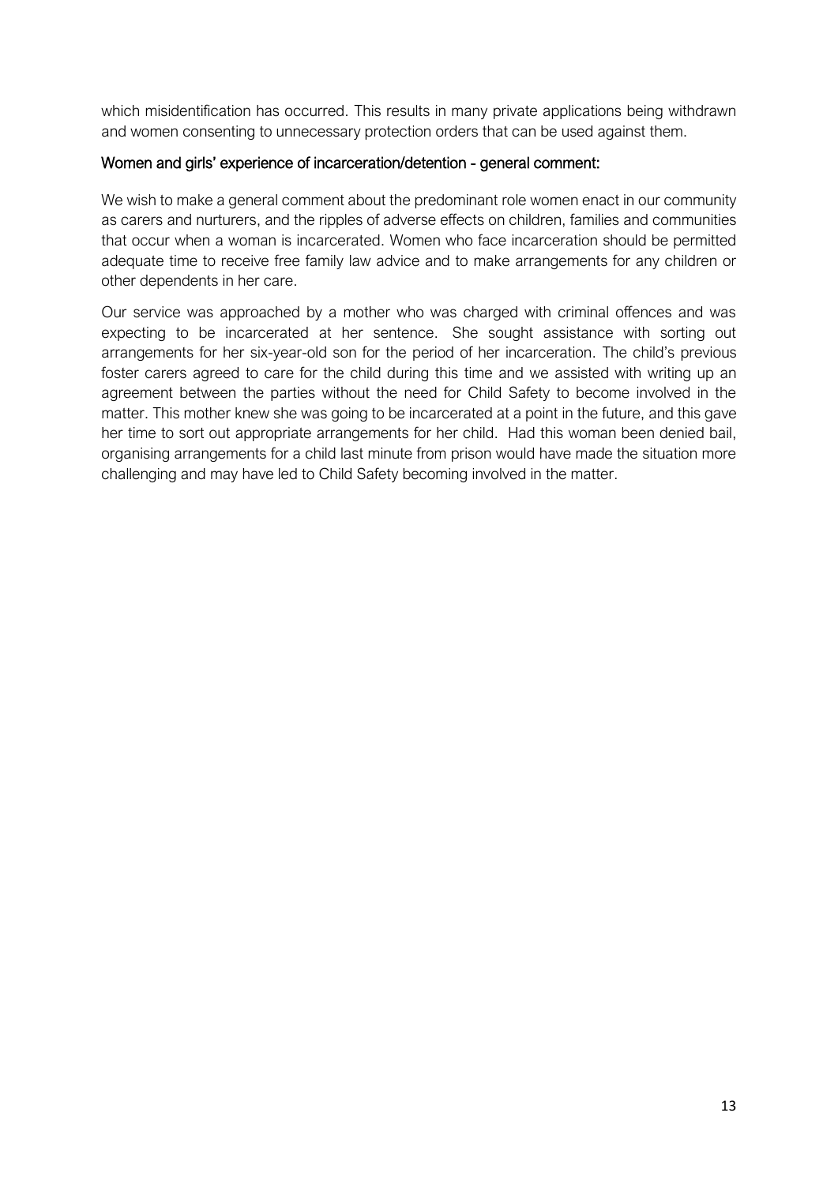which misidentification has occurred. This results in many private applications being withdrawn and women consenting to unnecessary protection orders that can be used against them.

### Women and girls' experience of incarceration/detention - general comment:

We wish to make a general comment about the predominant role women enact in our community as carers and nurturers, and the ripples of adverse effects on children, families and communities that occur when a woman is incarcerated. Women who face incarceration should be permitted adequate time to receive free family law advice and to make arrangements for any children or other dependents in her care.

Our service was approached by a mother who was charged with criminal offences and was expecting to be incarcerated at her sentence. She sought assistance with sorting out arrangements for her six-year-old son for the period of her incarceration. The child's previous foster carers agreed to care for the child during this time and we assisted with writing up an agreement between the parties without the need for Child Safety to become involved in the matter. This mother knew she was going to be incarcerated at a point in the future, and this gave her time to sort out appropriate arrangements for her child. Had this woman been denied bail, organising arrangements for a child last minute from prison would have made the situation more challenging and may have led to Child Safety becoming involved in the matter.